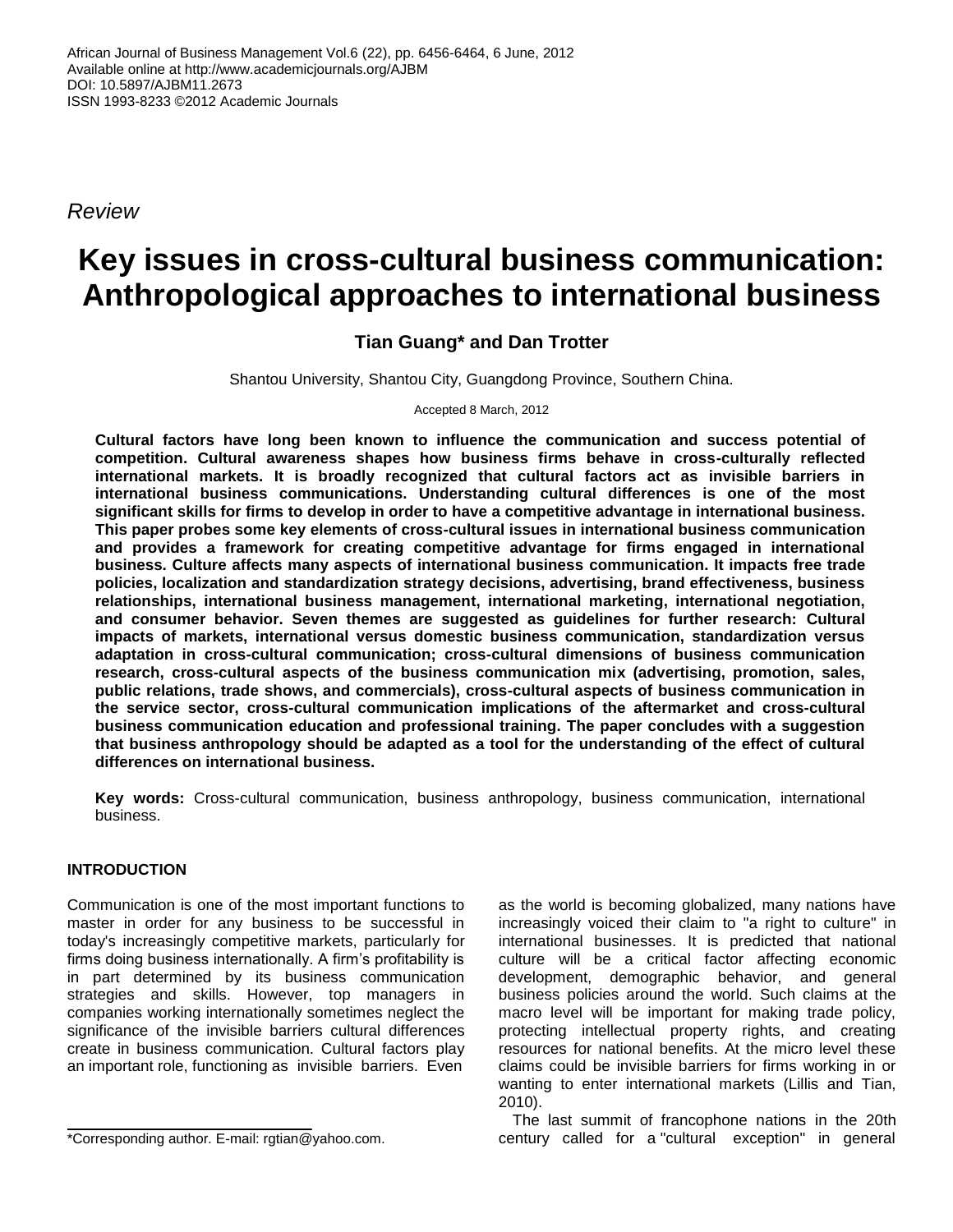*Review*

# Key issues in cross-cultural business communication: Anthropological approaches to international business

**Tian Guang* and Dan Trotter**

Shantou University, Shantou City, Guangdong Province, Southern China.

Accepted 8 March, 2012

**Cultural factors have long been known to influence the communication and success potential of competition. Cultural awareness shapes how business firms behave in cross-culturally reflected international markets. It is broadly recognized that cultural factors act as invisible barriers in international business communications. Understanding cultural differences is one of the most significant skills for firms to develop in order to have a competitive advantage in international business. This paper probes some key elements of cross-cultural issues in international business communication and provides a framework for creating competitive advantage for firms engaged in international business. Culture affects many aspects of international business communication. It impacts free trade policies, localization and standardization strategy decisions, advertising, brand effectiveness, business relationships, international business management, international marketing, international negotiation, and consumer behavior. Seven themes are suggested as guidelines for further research: Cultural impacts of markets, international versus domestic business communication, standardization versus adaptation in cross-cultural communication; cross-cultural dimensions of business communication research, cross-cultural aspects of the business communication mix (advertising, promotion, sales, public relations, trade shows, and commercials), cross-cultural aspects of business communication in the service sector, cross-cultural communication implications of the aftermarket and cross-cultural business communication education and professional training. The paper concludes with a suggestion that business anthropology should be adapted as a tool for the understanding of the effect of cultural differences on international business.**

**Key words:** Cross-cultural communication, business anthropology, business communication, international business.

## INTRODUCTION

Communication is one of the most important functions to master in order for any business to be successful in today's increasingly competitive markets, particularly for firms doing business internationally. A firm's profitability is in part determined by its business communication strategies and skills. However, top managers in companies working internationally sometimes neglect the significance of the invisible barriers cultural differences create in business communication. Cultural factors play an important role, functioning as invisible barriers. Even as the world is becoming globalized, many nations have increasingly voiced their claim to "a right to culture" in international businesses. It is predicted that national culture will be a critical factor affecting economic development, demographic behavior, and general business policies around the world. Such claims at the macro level will be important for making trade policy, protecting intellectual property rights, and creating resources for national benefits. At the micro level these claims could be invisible barriers for firms working in or wanting to enter international markets (Lillis and Tian, 2010).

The last summit of francophone nations in the 20th century called for a "cultural exception" in general

*Corresponding author. E-mail: rgtian@yahoo.com.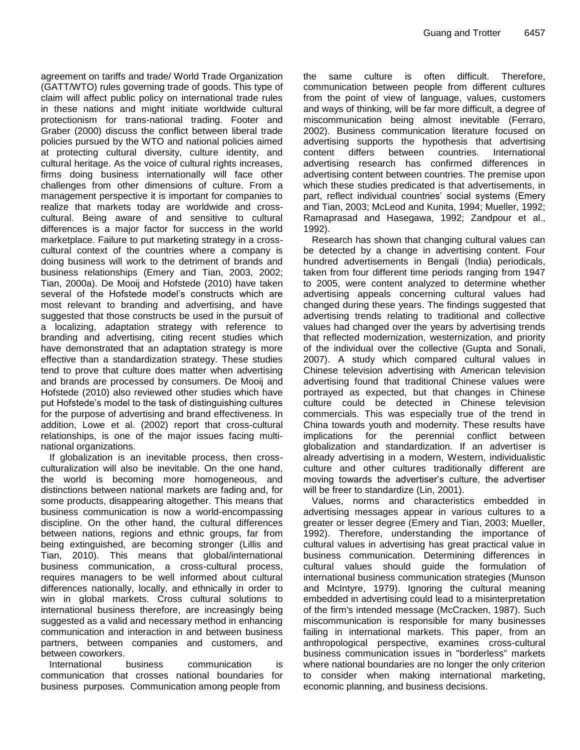agreement on tariffs and trade/ World Trade Organization (GATT/WTO) rules governing trade of goods. This type of claim will affect public policy on international trade rules in these nations and might initiate worldwide cultural protectionism for trans-national trading. Footer and Graber (2000) discuss the conflict between liberal trade policies pursued by the WTO and national policies aimed at protecting cultural diversity, culture identity, and cultural heritage. As the voice of cultural rights increases, firms doing business internationally will face other challenges from other dimensions of culture. From a management perspective it is important for companies to realize that markets today are worldwide and cross-cultural. Being aware of and sensitive to cultural differences is a major factor for success in the world marketplace. Failure to put marketing strategy in a cross-cultural context of the countries where a company is doing business will work to the detriment of brands and business relationships (Emery and Tian, 2003, 2002; Tian, 2000a). De Mooij and Hofstede (2010) have taken several of the Hofstede model's constructs which are most relevant to branding and advertising, and have suggested that those constructs be used in the pursuit of a localizing, adaptation strategy with reference to branding and advertising, citing recent studies which have demonstrated that an adaptation strategy is more effective than a standardization strategy. These studies tend to prove that culture does matter when advertising and brands are processed by consumers. De Mooij and Hofstede (2010) also reviewed other studies which have put Hofstede's model to the task of distinguishing cultures for the purpose of advertising and brand effectiveness. In addition, Lowe et al. (2002) report that cross-cultural relationships, is one of the major issues facing multi-national organizations.

If globalization is an inevitable process, then cross-culturalization will also be inevitable. On the one hand, the world is becoming more homogeneous, and distinctions between national markets are fading and, for some products, disappearing altogether. This means that business communication is now a world-encompassing discipline. On the other hand, the cultural differences between nations, regions and ethnic groups, far from being extinguished, are becoming stronger (Lillis and Tian, 2010). This means that global/international business communication, a cross-cultural process, requires managers to be well informed about cultural differences nationally, locally, and ethnically in order to win in global markets. Cross cultural solutions to international business therefore, are increasingly being suggested as a valid and necessary method in enhancing communication and interaction in and between business partners, between companies and customers, and between coworkers.

International business communication is communication that crosses national boundaries for business purposes. Communication among people from the same culture is often difficult. Therefore, communication between people from different cultures from the point of view of language, values, customers and ways of thinking, will be far more difficult, a degree of miscommunication being almost inevitable (Ferraro, 2002). Business communication literature focused on advertising supports the hypothesis that advertising content differs between countries. International advertising research has confirmed differences in advertising content between countries. The premise upon which these studies predicated is that advertisements, in part, reflect individual countries' social systems (Emery and Tian, 2003; McLeod and Kunita, 1994; Mueller, 1992; Ramaprasad and Hasegawa, 1992; Zandpour et al., 1992).

Research has shown that changing cultural values can be detected by a change in advertising content. Four hundred advertisements in Bengali (India) periodicals, taken from four different time periods ranging from 1947 to 2005, were content analyzed to determine whether advertising appeals concerning cultural values had changed during these years. The findings suggested that advertising trends relating to traditional and collective values had changed over the years by advertising trends that reflected modernization, westernization, and priority of the individual over the collective (Gupta and Sonali, 2007). A study which compared cultural values in Chinese television advertising with American television advertising found that traditional Chinese values were portrayed as expected, but that changes in Chinese culture could be detected in Chinese television commercials. This was especially true of the trend in China towards youth and modernity. These results have implications for the perennial conflict between globalization and standardization. If an advertiser is already advertising in a modern, Western, individualistic culture and other cultures traditionally different are moving towards the advertiser's culture, the advertiser will be freer to standardize (Lin, 2001).

Values, norms and characteristics embedded in advertising messages appear in various cultures to a greater or lesser degree (Emery and Tian, 2003; Mueller, 1992). Therefore, understanding the importance of cultural values in advertising has great practical value in business communication. Determining differences in cultural values should guide the formulation of international business communication strategies (Munson and McIntyre, 1979). Ignoring the cultural meaning embedded in advertising could lead to a misinterpretation of the firm's intended message (McCracken, 1987). Such miscommunication is responsible for many businesses failing in international markets. This paper, from an anthropological perspective, examines cross-cultural business communication issues in "borderless" markets where national boundaries are no longer the only criterion to consider when making international marketing, economic planning, and business decisions.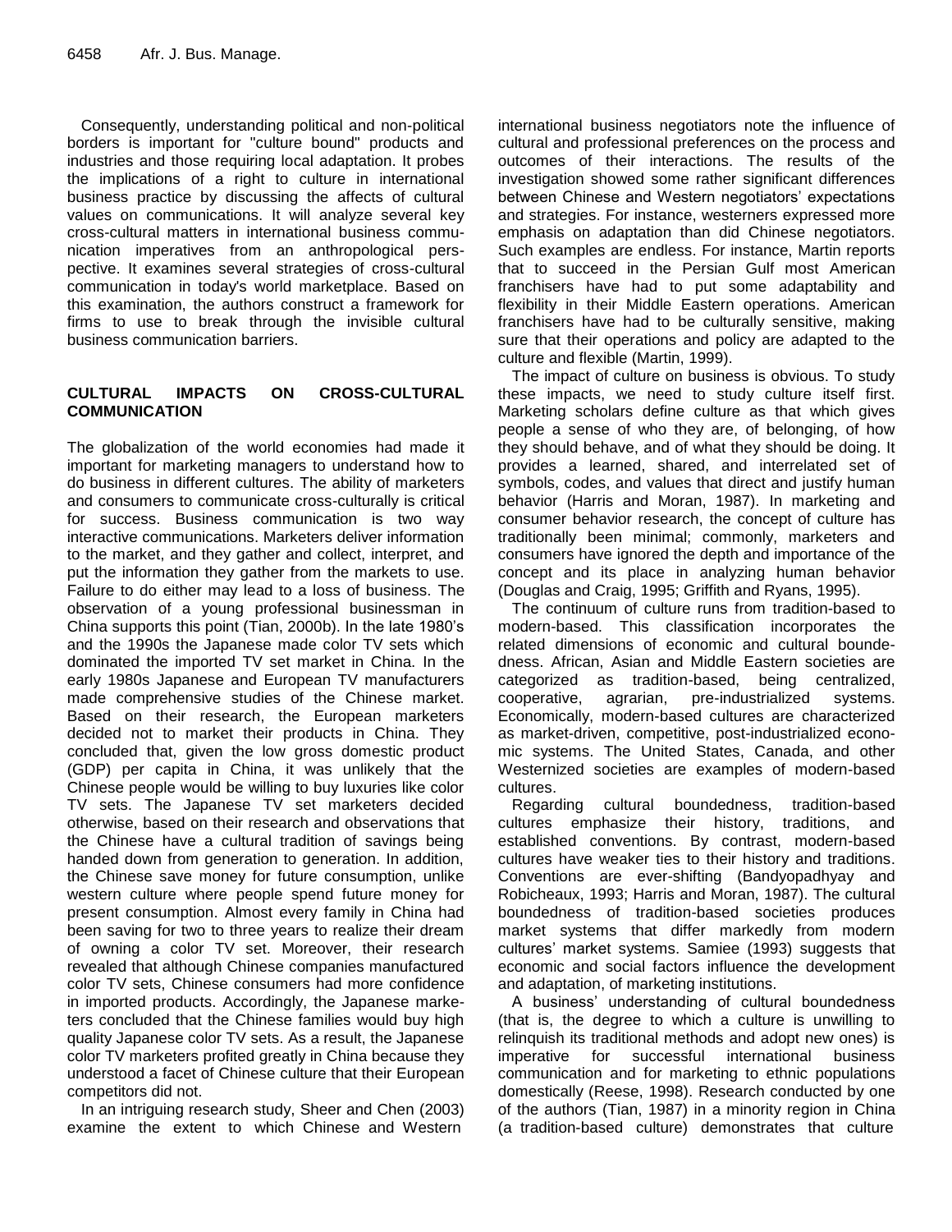Consequently, understanding political and non-political borders is important for "culture bound" products and industries and those requiring local adaptation. It probes the implications of a right to culture in international business practice by discussing the affects of cultural values on communications. It will analyze several key cross-cultural matters in international business communication imperatives from an anthropological perspective. It examines several strategies of cross-cultural communication in today's world marketplace. Based on this examination, the authors construct a framework for firms to use to break through the invisible cultural business communication barriers.

## CULTURAL IMPACTS ON CROSS-CULTURAL COMMUNICATION

The globalization of the world economies had made it important for marketing managers to understand how to do business in different cultures. The ability of marketers and consumers to communicate cross-culturally is critical for success. Business communication is two way interactive communications. Marketers deliver information to the market, and they gather and collect, interpret, and put the information they gather from the markets to use. Failure to do either may lead to a loss of business. The observation of a young professional businessman in China supports this point (Tian, 2000b). In the late 1980's and the 1990s the Japanese made color TV sets which dominated the imported TV set market in China. In the early 1980s Japanese and European TV manufacturers made comprehensive studies of the Chinese market. Based on their research, the European marketers decided not to market their products in China. They concluded that, given the low gross domestic product (GDP) per capita in China, it was unlikely that the Chinese people would be willing to buy luxuries like color TV sets. The Japanese TV set marketers decided otherwise, based on their research and observations that the Chinese have a cultural tradition of savings being handed down from generation to generation. In addition, the Chinese save money for future consumption, unlike western culture where people spend future money for present consumption. Almost every family in China had been saving for two to three years to realize their dream of owning a color TV set. Moreover, their research revealed that although Chinese companies manufactured color TV sets, Chinese consumers had more confidence in imported products. Accordingly, the Japanese marketers concluded that the Chinese families would buy high quality Japanese color TV sets. As a result, the Japanese color TV marketers profited greatly in China because they understood a facet of Chinese culture that their European competitors did not.

In an intriguing research study, Sheer and Chen (2003) examine the extent to which Chinese and Western international business negotiators note the influence of cultural and professional preferences on the process and outcomes of their interactions. The results of the investigation showed some rather significant differences between Chinese and Western negotiators' expectations and strategies. For instance, westerners expressed more emphasis on adaptation than did Chinese negotiators. Such examples are endless. For instance, Martin reports that to succeed in the Persian Gulf most American franchisers have had to put some adaptability and flexibility in their Middle Eastern operations. American franchisers have had to be culturally sensitive, making sure that their operations and policy are adapted to the culture and flexible (Martin, 1999).

The impact of culture on business is obvious. To study these impacts, we need to study culture itself first. Marketing scholars define culture as that which gives people a sense of who they are, of belonging, of how they should behave, and of what they should be doing. It provides a learned, shared, and interrelated set of symbols, codes, and values that direct and justify human behavior (Harris and Moran, 1987). In marketing and consumer behavior research, the concept of culture has traditionally been minimal; commonly, marketers and consumers have ignored the depth and importance of the concept and its place in analyzing human behavior (Douglas and Craig, 1995; Griffith and Ryans, 1995).

The continuum of culture runs from tradition-based to modern-based. This classification incorporates the related dimensions of economic and cultural boundedness. African, Asian and Middle Eastern societies are categorized as tradition-based, being centralized, cooperative, agrarian, pre-industrialized systems. Economically, modern-based cultures are characterized as market-driven, competitive, post-industrialized economic systems. The United States, Canada, and other Westernized societies are examples of modern-based cultures.

Regarding cultural boundedness, tradition-based cultures emphasize their history, traditions, and established conventions. By contrast, modern-based cultures have weaker ties to their history and traditions. Conventions are ever-shifting (Bandyopadhyay and Robicheaux, 1993; Harris and Moran, 1987). The cultural boundedness of tradition-based societies produces market systems that differ markedly from modern cultures' market systems. Samiee (1993) suggests that economic and social factors influence the development and adaptation, of marketing institutions.

A business' understanding of cultural boundedness (that is, the degree to which a culture is unwilling to relinquish its traditional methods and adopt new ones) is imperative for successful international business communication and for marketing to ethnic populations domestically (Reese, 1998). Research conducted by one of the authors (Tian, 1987) in a minority region in China (a tradition-based culture) demonstrates that culture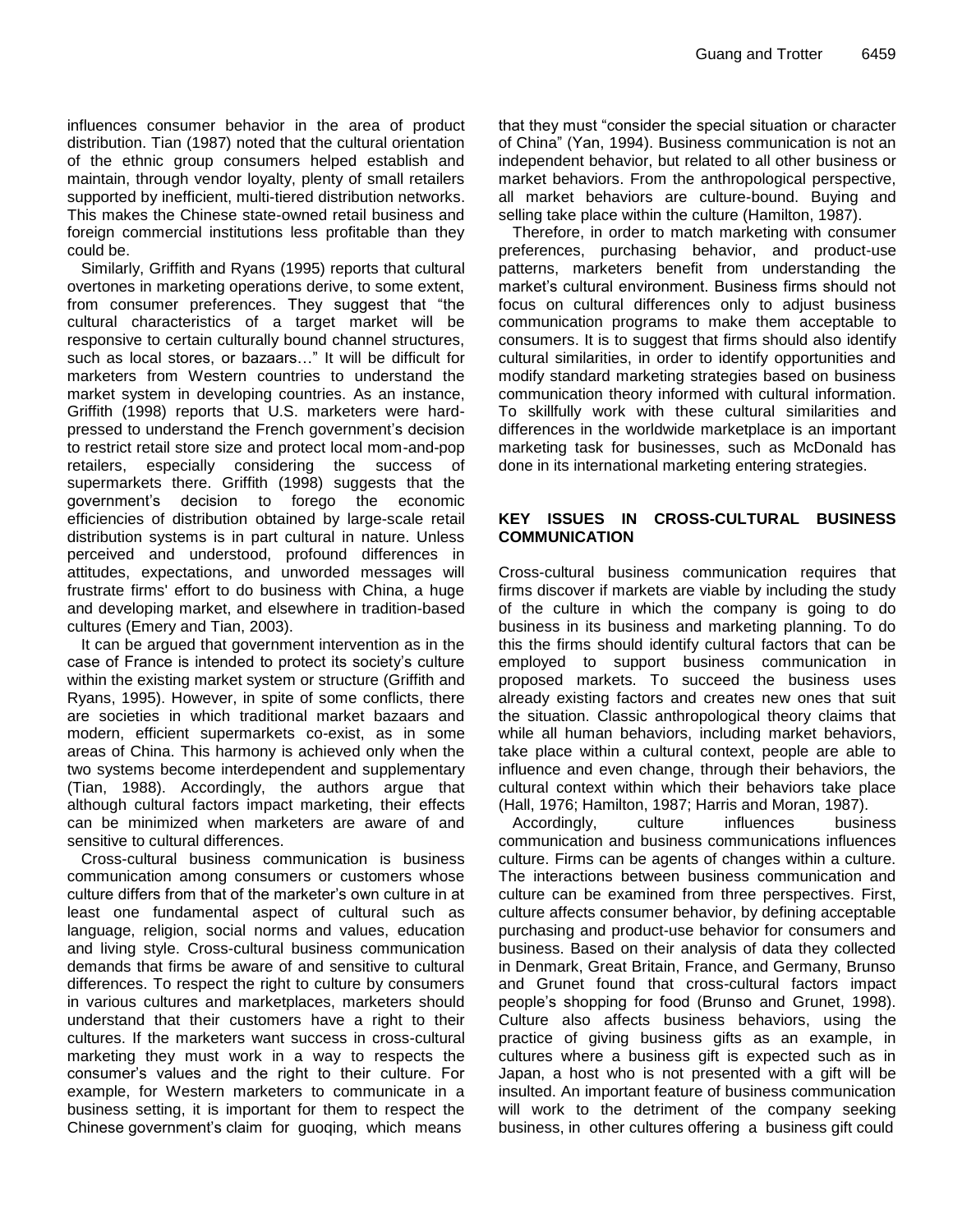influences consumer behavior in the area of product distribution. Tian (1987) noted that the cultural orientation of the ethnic group consumers helped establish and maintain, through vendor loyalty, plenty of small retailers supported by inefficient, multi-tiered distribution networks. This makes the Chinese state-owned retail business and foreign commercial institutions less profitable than they could be.

Similarly, Griffith and Ryans (1995) reports that cultural overtones in marketing operations derive, to some extent, from consumer preferences. They suggest that "the cultural characteristics of a target market will be responsive to certain culturally bound channel structures, such as local stores, or bazaars…" It will be difficult for marketers from Western countries to understand the market system in developing countries. As an instance, Griffith (1998) reports that U.S. marketers were hard-pressed to understand the French government's decision to restrict retail store size and protect local mom-and-pop retailers, especially considering the success of supermarkets there. Griffith (1998) suggests that the government's decision to forego the economic efficiencies of distribution obtained by large-scale retail distribution systems is in part cultural in nature. Unless perceived and understood, profound differences in attitudes, expectations, and unworded messages will frustrate firms' effort to do business with China, a huge and developing market, and elsewhere in tradition-based cultures (Emery and Tian, 2003).

It can be argued that government intervention as in the case of France is intended to protect its society's culture within the existing market system or structure (Griffith and Ryans, 1995). However, in spite of some conflicts, there are societies in which traditional market bazaars and modern, efficient supermarkets co-exist, as in some areas of China. This harmony is achieved only when the two systems become interdependent and supplementary (Tian, 1988). Accordingly, the authors argue that although cultural factors impact marketing, their effects can be minimized when marketers are aware of and sensitive to cultural differences.

Cross-cultural business communication is business communication among consumers or customers whose culture differs from that of the marketer's own culture in at least one fundamental aspect of cultural such as language, religion, social norms and values, education and living style. Cross-cultural business communication demands that firms be aware of and sensitive to cultural differences. To respect the right to culture by consumers in various cultures and marketplaces, marketers should understand that their customers have a right to their cultures. If the marketers want success in cross-cultural marketing they must work in a way to respects the consumer's values and the right to their culture. For example, for Western marketers to communicate in a business setting, it is important for them to respect the Chinese government's claim for guoqing, which means that they must "consider the special situation or character of China" (Yan, 1994). Business communication is not an independent behavior, but related to all other business or market behaviors. From the anthropological perspective, all market behaviors are culture-bound. Buying and selling take place within the culture (Hamilton, 1987).

Therefore, in order to match marketing with consumer preferences, purchasing behavior, and product-use patterns, marketers benefit from understanding the market's cultural environment. Business firms should not focus on cultural differences only to adjust business communication programs to make them acceptable to consumers. It is to suggest that firms should also identify cultural similarities, in order to identify opportunities and modify standard marketing strategies based on business communication theory informed with cultural information. To skillfully work with these cultural similarities and differences in the worldwide marketplace is an important marketing task for businesses, such as McDonald has done in its international marketing entering strategies.

## KEY ISSUES IN CROSS-CULTURAL BUSINESS COMMUNICATION

Cross-cultural business communication requires that firms discover if markets are viable by including the study of the culture in which the company is going to do business in its business and marketing planning. To do this the firms should identify cultural factors that can be employed to support business communication in proposed markets. To succeed the business uses already existing factors and creates new ones that suit the situation. Classic anthropological theory claims that while all human behaviors, including market behaviors, take place within a cultural context, people are able to influence and even change, through their behaviors, the cultural context within which their behaviors take place (Hall, 1976; Hamilton, 1987; Harris and Moran, 1987).

Accordingly, culture influences business communication and business communications influences culture. Firms can be agents of changes within a culture. The interactions between business communication and culture can be examined from three perspectives. First, culture affects consumer behavior, by defining acceptable purchasing and product-use behavior for consumers and business. Based on their analysis of data they collected in Denmark, Great Britain, France, and Germany, Brunso and Grunet found that cross-cultural factors impact people's shopping for food (Brunso and Grunet, 1998). Culture also affects business behaviors, using the practice of giving business gifts as an example, in cultures where a business gift is expected such as in Japan, a host who is not presented with a gift will be insulted. An important feature of business communication will work to the detriment of the company seeking business, in other cultures offering a business gift could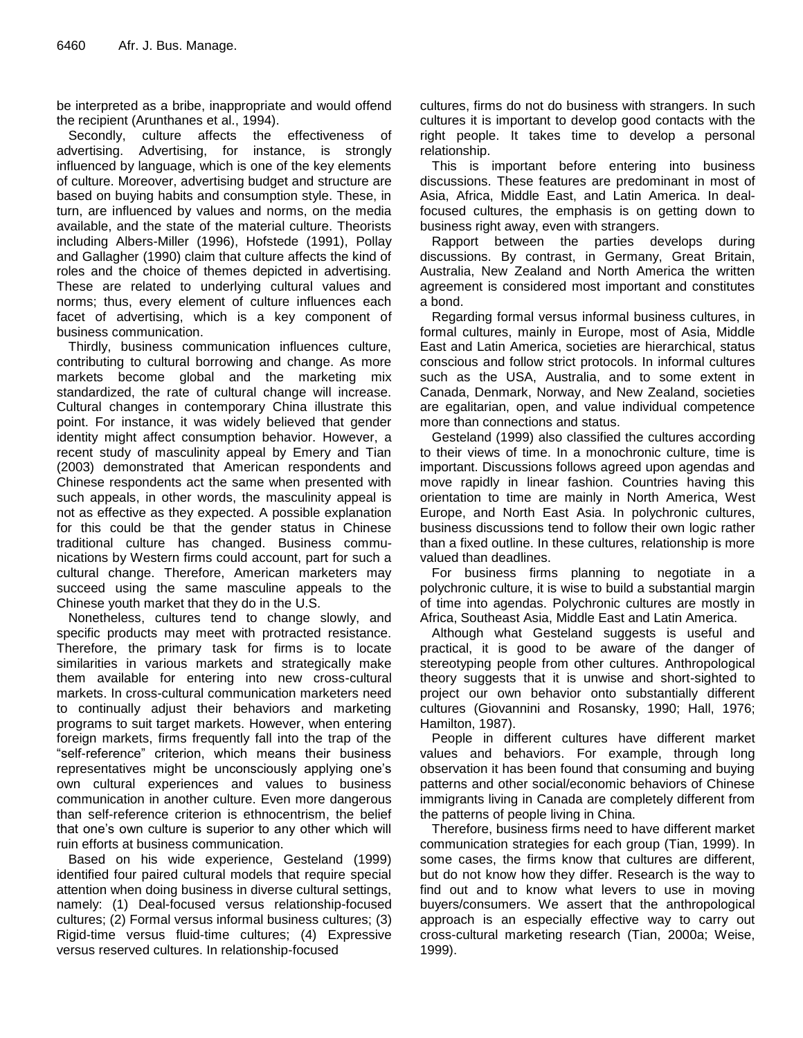be interpreted as a bribe, inappropriate and would offend the recipient (Arunthanes et al., 1994).

Secondly, culture affects the effectiveness of advertising. Advertising, for instance, is strongly influenced by language, which is one of the key elements of culture. Moreover, advertising budget and structure are based on buying habits and consumption style. These, in turn, are influenced by values and norms, on the media available, and the state of the material culture. Theorists including Albers-Miller (1996), Hofstede (1991), Pollay and Gallagher (1990) claim that culture affects the kind of roles and the choice of themes depicted in advertising. These are related to underlying cultural values and norms; thus, every element of culture influences each facet of advertising, which is a key component of business communication.

Thirdly, business communication influences culture, contributing to cultural borrowing and change. As more markets become global and the marketing mix standardized, the rate of cultural change will increase. Cultural changes in contemporary China illustrate this point. For instance, it was widely believed that gender identity might affect consumption behavior. However, a recent study of masculinity appeal by Emery and Tian (2003) demonstrated that American respondents and Chinese respondents act the same when presented with such appeals, in other words, the masculinity appeal is not as effective as they expected. A possible explanation for this could be that the gender status in Chinese traditional culture has changed. Business communications by Western firms could account, part for such a cultural change. Therefore, American marketers may succeed using the same masculine appeals to the Chinese youth market that they do in the U.S.

Nonetheless, cultures tend to change slowly, and specific products may meet with protracted resistance. Therefore, the primary task for firms is to locate similarities in various markets and strategically make them available for entering into new cross-cultural markets. In cross-cultural communication marketers need to continually adjust their behaviors and marketing programs to suit target markets. However, when entering foreign markets, firms frequently fall into the trap of the "self-reference" criterion, which means their business representatives might be unconsciously applying one's own cultural experiences and values to business communication in another culture. Even more dangerous than self-reference criterion is ethnocentrism, the belief that one's own culture is superior to any other which will ruin efforts at business communication.

Based on his wide experience, Gesteland (1999) identified four paired cultural models that require special attention when doing business in diverse cultural settings, namely: (1) Deal-focused versus relationship-focused cultures; (2) Formal versus informal business cultures; (3) Rigid-time versus fluid-time cultures; (4) Expressive versus reserved cultures. In relationship-focused cultures, firms do not do business with strangers. In such cultures it is important to develop good contacts with the right people. It takes time to develop a personal relationship.

This is important before entering into business discussions. These features are predominant in most of Asia, Africa, Middle East, and Latin America. In deal-focused cultures, the emphasis is on getting down to business right away, even with strangers.

Rapport between the parties develops during discussions. By contrast, in Germany, Great Britain, Australia, New Zealand and North America the written agreement is considered most important and constitutes a bond.

Regarding formal versus informal business cultures, in formal cultures, mainly in Europe, most of Asia, Middle East and Latin America, societies are hierarchical, status conscious and follow strict protocols. In informal cultures such as the USA, Australia, and to some extent in Canada, Denmark, Norway, and New Zealand, societies are egalitarian, open, and value individual competence more than connections and status.

Gesteland (1999) also classified the cultures according to their views of time. In a monochronic culture, time is important. Discussions follows agreed upon agendas and move rapidly in linear fashion. Countries having this orientation to time are mainly in North America, West Europe, and North East Asia. In polychronic cultures, business discussions tend to follow their own logic rather than a fixed outline. In these cultures, relationship is more valued than deadlines.

For business firms planning to negotiate in a polychronic culture, it is wise to build a substantial margin of time into agendas. Polychronic cultures are mostly in Africa, Southeast Asia, Middle East and Latin America.

Although what Gesteland suggests is useful and practical, it is good to be aware of the danger of stereotyping people from other cultures. Anthropological theory suggests that it is unwise and short-sighted to project our own behavior onto substantially different cultures (Giovannini and Rosansky, 1990; Hall, 1976; Hamilton, 1987).

People in different cultures have different market values and behaviors. For example, through long observation it has been found that consuming and buying patterns and other social/economic behaviors of Chinese immigrants living in Canada are completely different from the patterns of people living in China.

Therefore, business firms need to have different market communication strategies for each group (Tian, 1999). In some cases, the firms know that cultures are different, but do not know how they differ. Research is the way to find out and to know what levers to use in moving buyers/consumers. We assert that the anthropological approach is an especially effective way to carry out cross-cultural marketing research (Tian, 2000a; Weise, 1999).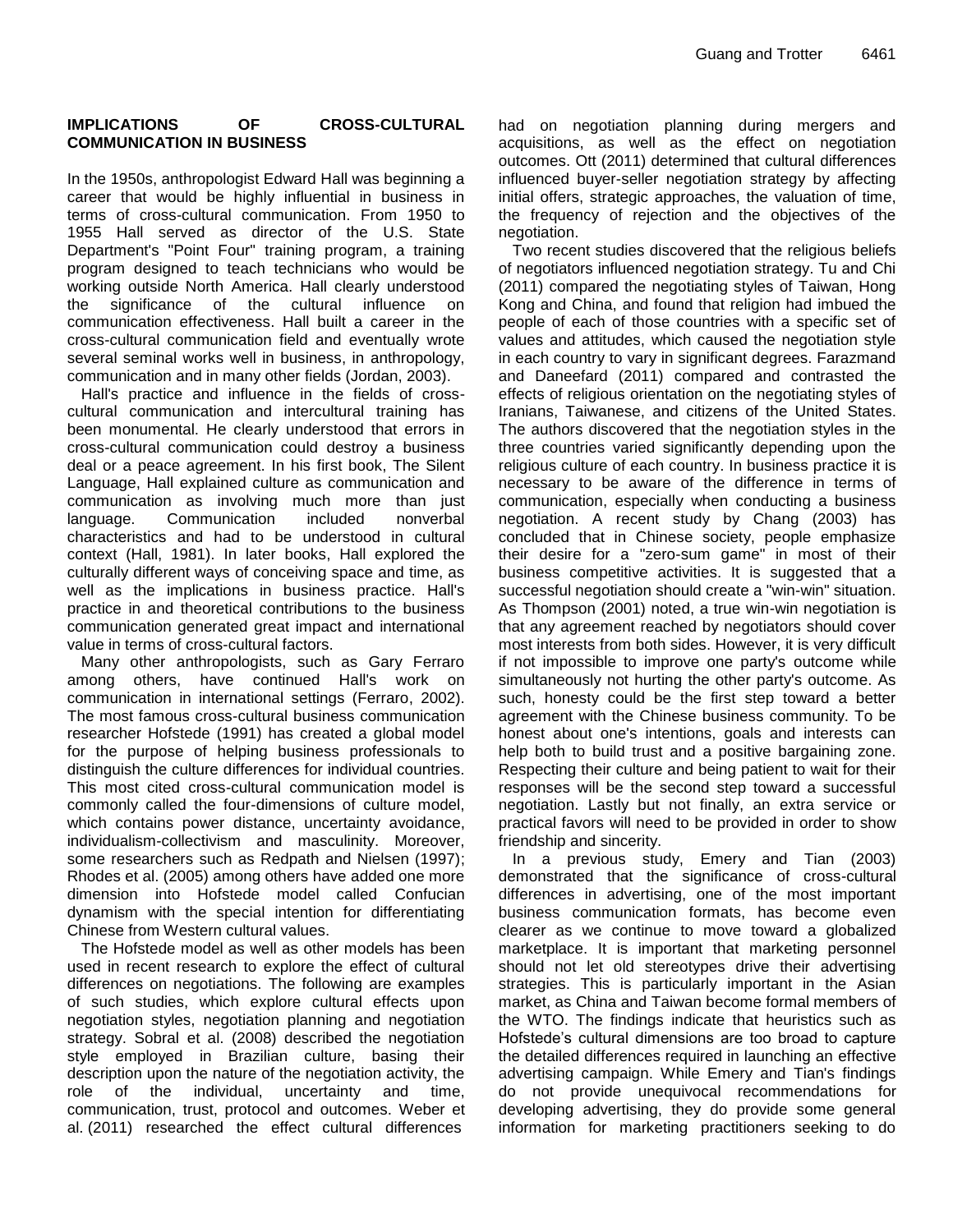## IMPLICATIONS OF CROSS-CULTURAL COMMUNICATION IN BUSINESS

In the 1950s, anthropologist Edward Hall was beginning a career that would be highly influential in business in terms of cross-cultural communication. From 1950 to 1955 Hall served as director of the U.S. State Department's "Point Four" training program, a training program designed to teach technicians who would be working outside North America. Hall clearly understood the significance of the cultural influence on communication effectiveness. Hall built a career in the cross-cultural communication field and eventually wrote several seminal works well in business, in anthropology, communication and in many other fields (Jordan, 2003).

Hall's practice and influence in the fields of cross-cultural communication and intercultural training has been monumental. He clearly understood that errors in cross-cultural communication could destroy a business deal or a peace agreement. In his first book, The Silent Language, Hall explained culture as communication and communication as involving much more than just language. Communication included nonverbal characteristics and had to be understood in cultural context (Hall, 1981). In later books, Hall explored the culturally different ways of conceiving space and time, as well as the implications in business practice. Hall's practice in and theoretical contributions to the business communication generated great impact and international value in terms of cross-cultural factors.

Many other anthropologists, such as Gary Ferraro among others, have continued Hall's work on communication in international settings (Ferraro, 2002). The most famous cross-cultural business communication researcher Hofstede (1991) has created a global model for the purpose of helping business professionals to distinguish the culture differences for individual countries. This most cited cross-cultural communication model is commonly called the four-dimensions of culture model, which contains power distance, uncertainty avoidance, individualism-collectivism and masculinity. Moreover, some researchers such as Redpath and Nielsen (1997); Rhodes et al. (2005) among others have added one more dimension into Hofstede model called Confucian dynamism with the special intention for differentiating Chinese from Western cultural values.

The Hofstede model as well as other models has been used in recent research to explore the effect of cultural differences on negotiations. The following are examples of such studies, which explore cultural effects upon negotiation styles, negotiation planning and negotiation strategy. Sobral et al. (2008) described the negotiation style employed in Brazilian culture, basing their description upon the nature of the negotiation activity, the role of the individual, uncertainty and time, communication, trust, protocol and outcomes. Weber et al. (2011) researched the effect cultural differences had on negotiation planning during mergers and acquisitions, as well as the effect on negotiation outcomes. Ott (2011) determined that cultural differences influenced buyer-seller negotiation strategy by affecting initial offers, strategic approaches, the valuation of time, the frequency of rejection and the objectives of the negotiation.

Two recent studies discovered that the religious beliefs of negotiators influenced negotiation strategy. Tu and Chi (2011) compared the negotiating styles of Taiwan, Hong Kong and China, and found that religion had imbued the people of each of those countries with a specific set of values and attitudes, which caused the negotiation style in each country to vary in significant degrees. Farazmand and Daneefard (2011) compared and contrasted the effects of religious orientation on the negotiating styles of Iranians, Taiwanese, and citizens of the United States. The authors discovered that the negotiation styles in the three countries varied significantly depending upon the religious culture of each country. In business practice it is necessary to be aware of the difference in terms of communication, especially when conducting a business negotiation. A recent study by Chang (2003) has concluded that in Chinese society, people emphasize their desire for a "zero-sum game" in most of their business competitive activities. It is suggested that a successful negotiation should create a "win-win" situation. As Thompson (2001) noted, a true win-win negotiation is that any agreement reached by negotiators should cover most interests from both sides. However, it is very difficult if not impossible to improve one party's outcome while simultaneously not hurting the other party's outcome. As such, honesty could be the first step toward a better agreement with the Chinese business community. To be honest about one's intentions, goals and interests can help both to build trust and a positive bargaining zone. Respecting their culture and being patient to wait for their responses will be the second step toward a successful negotiation. Lastly but not finally, an extra service or practical favors will need to be provided in order to show friendship and sincerity.

In a previous study, Emery and Tian (2003) demonstrated that the significance of cross-cultural differences in advertising, one of the most important business communication formats, has become even clearer as we continue to move toward a globalized marketplace. It is important that marketing personnel should not let old stereotypes drive their advertising strategies. This is particularly important in the Asian market, as China and Taiwan become formal members of the WTO. The findings indicate that heuristics such as Hofstede's cultural dimensions are too broad to capture the detailed differences required in launching an effective advertising campaign. While Emery and Tian's findings do not provide unequivocal recommendations for developing advertising, they do provide some general information for marketing practitioners seeking to do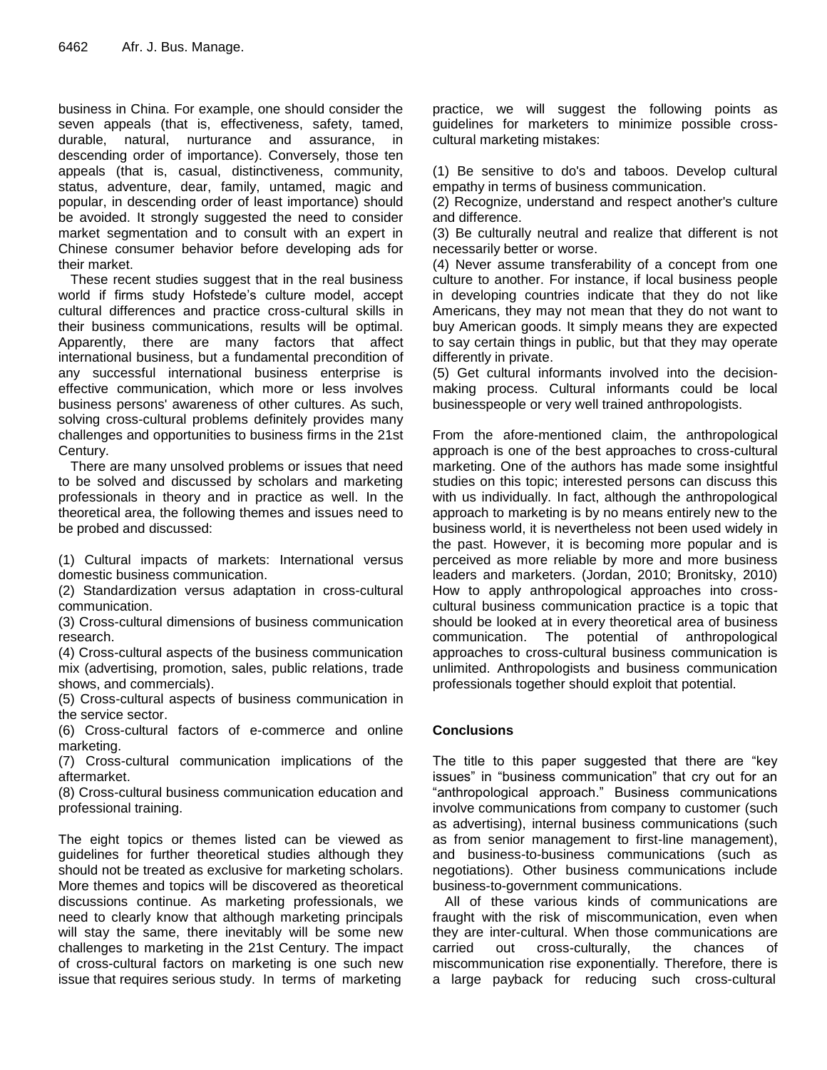business in China. For example, one should consider the seven appeals (that is, effectiveness, safety, tamed, durable, natural, nurturance and assurance, in descending order of importance). Conversely, those ten appeals (that is, casual, distinctiveness, community, status, adventure, dear, family, untamed, magic and popular, in descending order of least importance) should be avoided. It strongly suggested the need to consider market segmentation and to consult with an expert in Chinese consumer behavior before developing ads for their market.

These recent studies suggest that in the real business world if firms study Hofstede's culture model, accept cultural differences and practice cross-cultural skills in their business communications, results will be optimal. Apparently, there are many factors that affect international business, but a fundamental precondition of any successful international business enterprise is effective communication, which more or less involves business persons' awareness of other cultures. As such, solving cross-cultural problems definitely provides many challenges and opportunities to business firms in the 21st Century.

There are many unsolved problems or issues that need to be solved and discussed by scholars and marketing professionals in theory and in practice as well. In the theoretical area, the following themes and issues need to be probed and discussed:

(1) Cultural impacts of markets: International versus domestic business communication.
(2) Standardization versus adaptation in cross-cultural communication.
(3) Cross-cultural dimensions of business communication research.
(4) Cross-cultural aspects of the business communication mix (advertising, promotion, sales, public relations, trade shows, and commercials).
(5) Cross-cultural aspects of business communication in the service sector.
(6) Cross-cultural factors of e-commerce and online marketing.
(7) Cross-cultural communication implications of the aftermarket.
(8) Cross-cultural business communication education and professional training.

The eight topics or themes listed can be viewed as guidelines for further theoretical studies although they should not be treated as exclusive for marketing scholars. More themes and topics will be discovered as theoretical discussions continue. As marketing professionals, we need to clearly know that although marketing principals will stay the same, there inevitably will be some new challenges to marketing in the 21st Century. The impact of cross-cultural factors on marketing is one such new issue that requires serious study. In terms of marketing practice, we will suggest the following points as guidelines for marketers to minimize possible cross-cultural marketing mistakes:

(1) Be sensitive to do's and taboos. Develop cultural empathy in terms of business communication.
(2) Recognize, understand and respect another's culture and difference.
(3) Be culturally neutral and realize that different is not necessarily better or worse.
(4) Never assume transferability of a concept from one culture to another. For instance, if local business people in developing countries indicate that they do not like Americans, they may not mean that they do not want to buy American goods. It simply means they are expected to say certain things in public, but that they may operate differently in private.
(5) Get cultural informants involved into the decision-making process. Cultural informants could be local businesspeople or very well trained anthropologists.

From the afore-mentioned claim, the anthropological approach is one of the best approaches to cross-cultural marketing. One of the authors has made some insightful studies on this topic; interested persons can discuss this with us individually. In fact, although the anthropological approach to marketing is by no means entirely new to the business world, it is nevertheless not been used widely in the past. However, it is becoming more popular and is perceived as more reliable by more and more business leaders and marketers. (Jordan, 2010; Bronitsky, 2010) How to apply anthropological approaches into cross-cultural business communication practice is a topic that should be looked at in every theoretical area of business communication. The potential of anthropological approaches to cross-cultural business communication is unlimited. Anthropologists and business communication professionals together should exploit that potential.

## Conclusions

The title to this paper suggested that there are "key issues" in "business communication" that cry out for an "anthropological approach." Business communications involve communications from company to customer (such as advertising), internal business communications (such as from senior management to first-line management), and business-to-business communications (such as negotiations). Other business communications include business-to-government communications.

All of these various kinds of communications are fraught with the risk of miscommunication, even when they are inter-cultural. When those communications are carried out cross-culturally, the chances of miscommunication rise exponentially. Therefore, there is a large payback for reducing such cross-cultural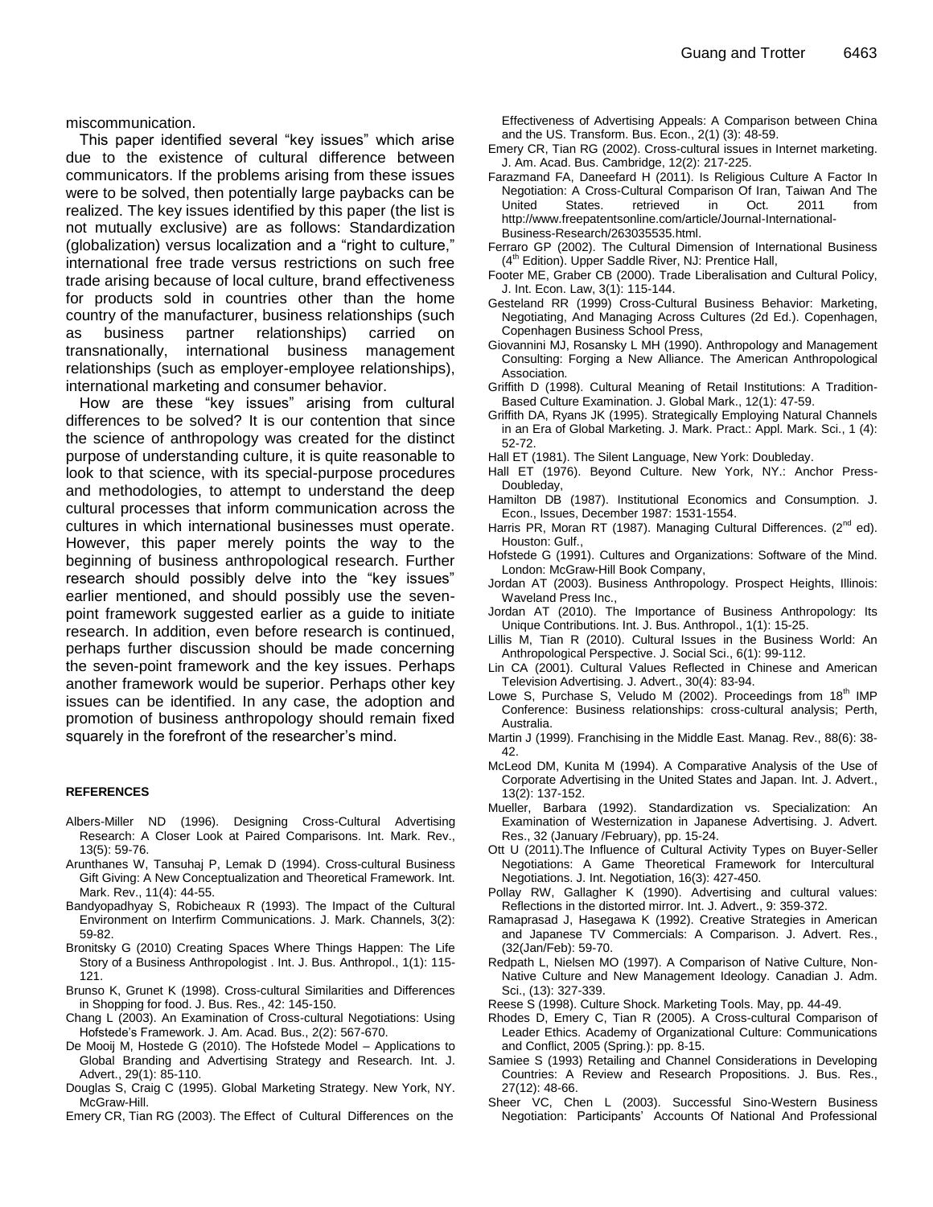miscommunication.

This paper identified several "key issues" which arise due to the existence of cultural difference between communicators. If the problems arising from these issues were to be solved, then potentially large paybacks can be realized. The key issues identified by this paper (the list is not mutually exclusive) are as follows: Standardization (globalization) versus localization and a "right to culture," international free trade versus restrictions on such free trade arising because of local culture, brand effectiveness for products sold in countries other than the home country of the manufacturer, business relationships (such as business partner relationships) carried on transnationally, international business management relationships (such as employer-employee relationships), international marketing and consumer behavior.

How are these "key issues" arising from cultural differences to be solved? It is our contention that since the science of anthropology was created for the distinct purpose of understanding culture, it is quite reasonable to look to that science, with its special-purpose procedures and methodologies, to attempt to understand the deep cultural processes that inform communication across the cultures in which international businesses must operate. However, this paper merely points the way to the beginning of business anthropological research. Further research should possibly delve into the "key issues" earlier mentioned, and should possibly use the seven-point framework suggested earlier as a guide to initiate research. In addition, even before research is continued, perhaps further discussion should be made concerning the seven-point framework and the key issues. Perhaps another framework would be superior. Perhaps other key issues can be identified. In any case, the adoption and promotion of business anthropology should remain fixed squarely in the forefront of the researcher's mind.

## REFERENCES

Albers-Miller ND (1996). Designing Cross-Cultural Advertising Research: A Closer Look at Paired Comparisons. Int. Mark. Rev., 13(5): 59-76.

Arunthanes W, Tansuhaj P, Lemak D (1994). Cross-cultural Business Gift Giving: A New Conceptualization and Theoretical Framework. Int. Mark. Rev., 11(4): 44-55.

Bandyopadhyay S, Robicheaux R (1993). The Impact of the Cultural Environment on Interfirm Communications. J. Mark. Channels, 3(2): 59-82.

Bronitsky G (2010) Creating Spaces Where Things Happen: The Life Story of a Business Anthropologist . Int. J. Bus. Anthropol., 1(1): 115-121.

Brunso K, Grunet K (1998). Cross-cultural Similarities and Differences in Shopping for food. J. Bus. Res., 42: 145-150.

Chang L (2003). An Examination of Cross-cultural Negotiations: Using Hofstede's Framework. J. Am. Acad. Bus., 2(2): 567-670.

De Mooij M, Hostede G (2010). The Hofstede Model – Applications to Global Branding and Advertising Strategy and Research. Int. J. Advert., 29(1): 85-110.

Douglas S, Craig C (1995). Global Marketing Strategy. New York, NY. McGraw-Hill.

Emery CR, Tian RG (2003). The Effect of Cultural Differences on the Effectiveness of Advertising Appeals: A Comparison between China and the US. Transform. Bus. Econ., 2(1) (3): 48-59.

Emery CR, Tian RG (2002). Cross-cultural issues in Internet marketing. J. Am. Acad. Bus. Cambridge, 12(2): 217-225.

Farazmand FA, Daneefard H (2011). Is Religious Culture A Factor In Negotiation: A Cross-Cultural Comparison Of Iran, Taiwan And The United States. retrieved in Oct. 2011 from http://www.freepatentsonline.com/article/Journal-International-Business-Research/263035535.html.

Ferraro GP (2002). The Cultural Dimension of International Business (4th Edition). Upper Saddle River, NJ: Prentice Hall,

Footer ME, Graber CB (2000). Trade Liberalisation and Cultural Policy, J. Int. Econ. Law, 3(1): 115-144.

Gesteland RR (1999) Cross-Cultural Business Behavior: Marketing, Negotiating, And Managing Across Cultures (2d Ed.). Copenhagen, Copenhagen Business School Press,

Giovannini MJ, Rosansky L MH (1990). Anthropology and Management Consulting: Forging a New Alliance. The American Anthropological Association.

Griffith D (1998). Cultural Meaning of Retail Institutions: A Tradition-Based Culture Examination. J. Global Mark., 12(1): 47-59.

Griffith DA, Ryans JK (1995). Strategically Employing Natural Channels in an Era of Global Marketing. J. Mark. Pract.: Appl. Mark. Sci., 1 (4): 52-72.

Hall ET (1981). The Silent Language, New York: Doubleday.

Hall ET (1976). Beyond Culture. New York, NY.: Anchor Press-Doubleday,

Hamilton DB (1987). Institutional Economics and Consumption. J. Econ., Issues, December 1987: 1531-1554.

Harris PR, Moran RT (1987). Managing Cultural Differences. (2nd ed). Houston: Gulf.,

Hofstede G (1991). Cultures and Organizations: Software of the Mind. London: McGraw-Hill Book Company,

Jordan AT (2003). Business Anthropology. Prospect Heights, Illinois: Waveland Press Inc.,

Jordan AT (2010). The Importance of Business Anthropology: Its Unique Contributions. Int. J. Bus. Anthropol., 1(1): 15-25.

Lillis M, Tian R (2010). Cultural Issues in the Business World: An Anthropological Perspective. J. Social Sci., 6(1): 99-112.

Lin CA (2001). Cultural Values Reflected in Chinese and American Television Advertising. J. Advert., 30(4): 83-94.

Lowe S, Purchase S, Veludo M (2002). Proceedings from 18th IMP Conference: Business relationships: cross-cultural analysis; Perth, Australia.

Martin J (1999). Franchising in the Middle East. Manag. Rev., 88(6): 38-42.

McLeod DM, Kunita M (1994). A Comparative Analysis of the Use of Corporate Advertising in the United States and Japan. Int. J. Advert., 13(2): 137-152.

Mueller, Barbara (1992). Standardization vs. Specialization: An Examination of Westernization in Japanese Advertising. J. Advert. Res., 32 (January /February), pp. 15-24.

Ott U (2011).The Influence of Cultural Activity Types on Buyer-Seller Negotiations: A Game Theoretical Framework for Intercultural Negotiations. J. Int. Negotiation, 16(3): 427-450.

Pollay RW, Gallagher K (1990). Advertising and cultural values: Reflections in the distorted mirror. Int. J. Advert., 9: 359-372.

Ramaprasad J, Hasegawa K (1992). Creative Strategies in American and Japanese TV Commercials: A Comparison. J. Advert. Res., (32(Jan/Feb): 59-70.

Redpath L, Nielsen MO (1997). A Comparison of Native Culture, Non-Native Culture and New Management Ideology. Canadian J. Adm. Sci., (13): 327-339.

Reese S (1998). Culture Shock. Marketing Tools. May, pp. 44-49.

Rhodes D, Emery C, Tian R (2005). A Cross-cultural Comparison of Leader Ethics. Academy of Organizational Culture: Communications and Conflict, 2005 (Spring.): pp. 8-15.

Samiee S (1993) Retailing and Channel Considerations in Developing Countries: A Review and Research Propositions. J. Bus. Res., 27(12): 48-66.

Sheer VC, Chen L (2003). Successful Sino-Western Business Negotiation: Participants' Accounts Of National And Professional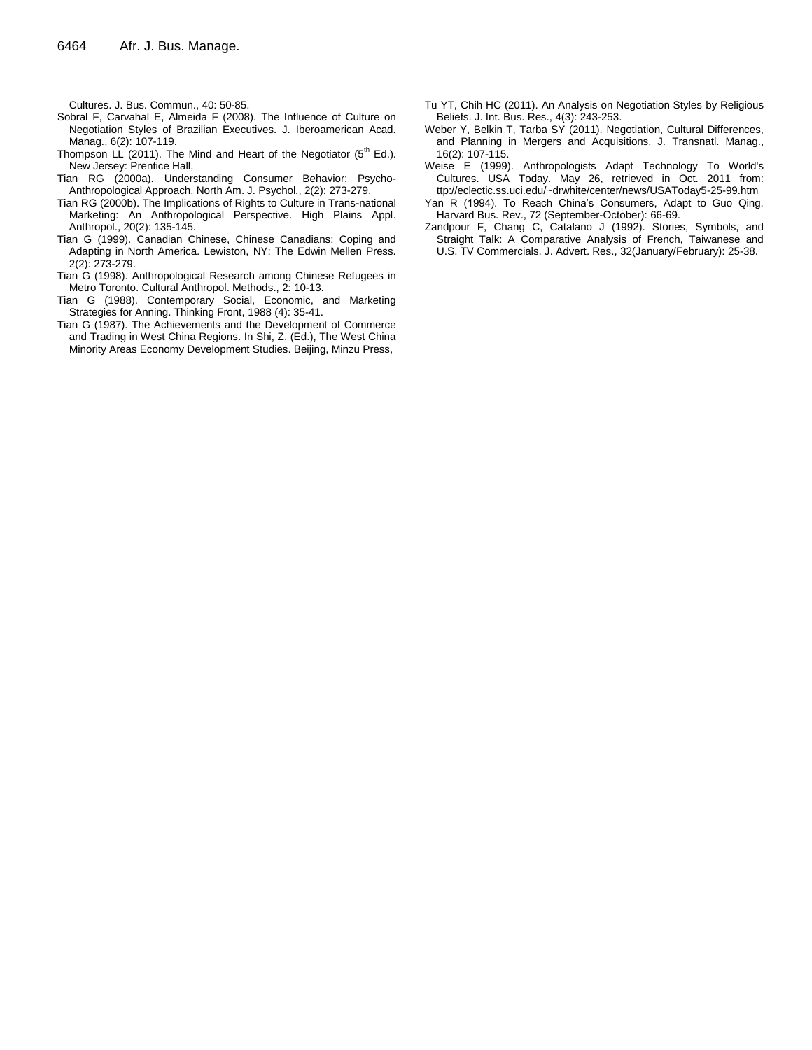Cultures. J. Bus. Commun., 40: 50-85.

Sobral F, Carvahal E, Almeida F (2008). The Influence of Culture on Negotiation Styles of Brazilian Executives. J. Iberoamerican Acad. Manag., 6(2): 107-119.

Thompson LL (2011). The Mind and Heart of the Negotiator (5th Ed.). New Jersey: Prentice Hall,

Tian RG (2000a). Understanding Consumer Behavior: Psycho-Anthropological Approach. North Am. J. Psychol., 2(2): 273-279.

Tian RG (2000b). The Implications of Rights to Culture in Trans-national Marketing: An Anthropological Perspective. High Plains Appl. Anthropol., 20(2): 135-145.

Tian G (1999). Canadian Chinese, Chinese Canadians: Coping and Adapting in North America. Lewiston, NY: The Edwin Mellen Press. 2(2): 273-279.

Tian G (1998). Anthropological Research among Chinese Refugees in Metro Toronto. Cultural Anthropol. Methods., 2: 10-13.

Tian G (1988). Contemporary Social, Economic, and Marketing Strategies for Anning. Thinking Front, 1988 (4): 35-41.

Tian G (1987). The Achievements and the Development of Commerce and Trading in West China Regions. In Shi, Z. (Ed.), The West China Minority Areas Economy Development Studies. Beijing, Minzu Press,

Tu YT, Chih HC (2011). An Analysis on Negotiation Styles by Religious Beliefs. J. Int. Bus. Res., 4(3): 243-253.

Weber Y, Belkin T, Tarba SY (2011). Negotiation, Cultural Differences, and Planning in Mergers and Acquisitions. J. Transnatl. Manag., 16(2): 107-115.

Weise E (1999). Anthropologists Adapt Technology To World's Cultures. USA Today. May 26, retrieved in Oct. 2011 from: ttp://eclectic.ss.uci.edu/~drwhite/center/news/USAToday5-25-99.htm

Yan R (1994). To Reach China's Consumers, Adapt to Guo Qing. Harvard Bus. Rev., 72 (September-October): 66-69.

Zandpour F, Chang C, Catalano J (1992). Stories, Symbols, and Straight Talk: A Comparative Analysis of French, Taiwanese and U.S. TV Commercials. J. Advert. Res., 32(January/February): 25-38.